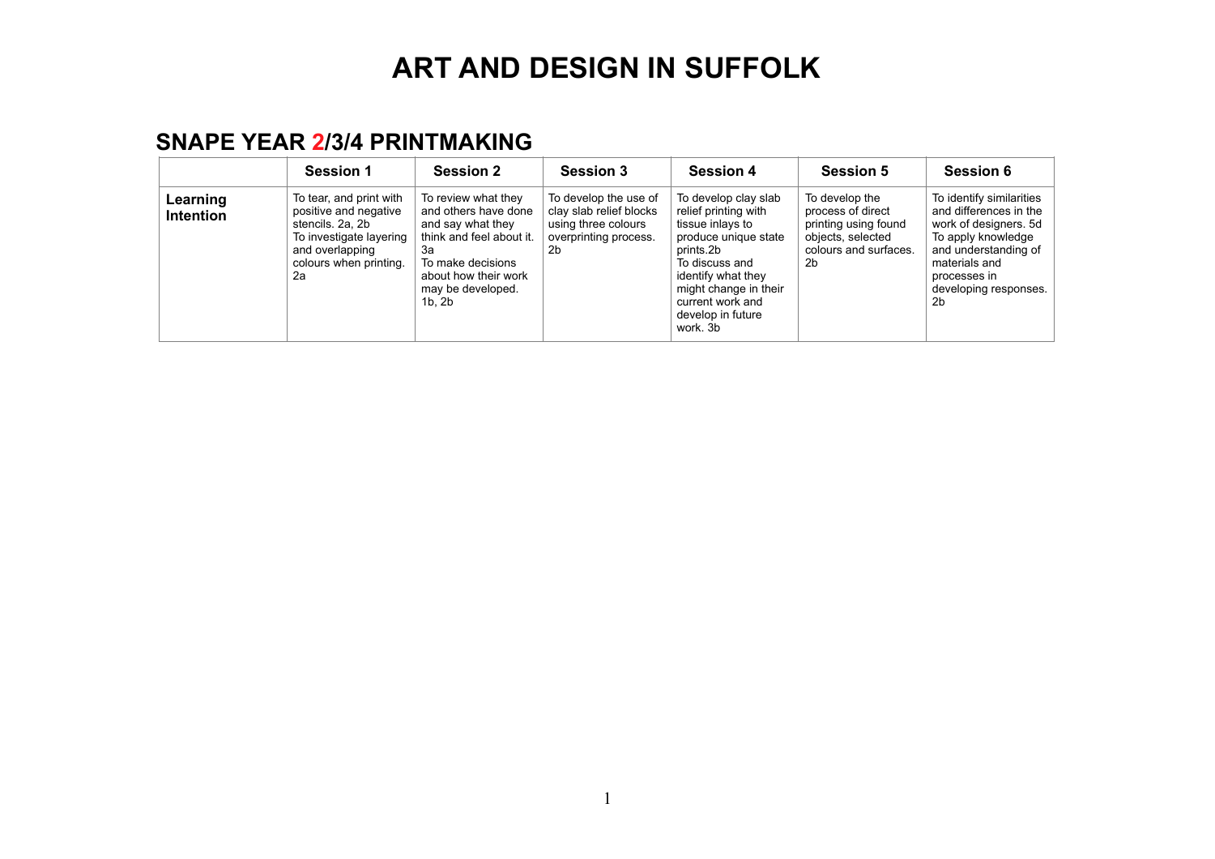# ART AND DESIGN IN SUFFOLK

## SNAPE YEAR 2/3/4 PRINTMAKING

| | Session 1 | Session 2 | Session 3 | Session 4 | Session 5 | Session 6 |
|---|---|---|---|---|---|---|
| **Learning Intention** | To tear, and print with positive and negative stencils. 2a, 2b<br>To investigate layering and overlapping colours when printing. 2a | To review what they and others have done and say what they think and feel about it. 3a<br>To make decisions about how their work may be developed. 1b, 2b | To develop the use of clay slab relief blocks using three colours overprinting process. 2b | To develop clay slab relief printing with tissue inlays to produce unique state prints.2b<br>To discuss and identify what they might change in their current work and develop in future work. 3b | To develop the process of direct printing using found objects, selected colours and surfaces. 2b | To identify similarities and differences in the work of designers. 5d<br>To apply knowledge and understanding of materials and processes in developing responses. 2b |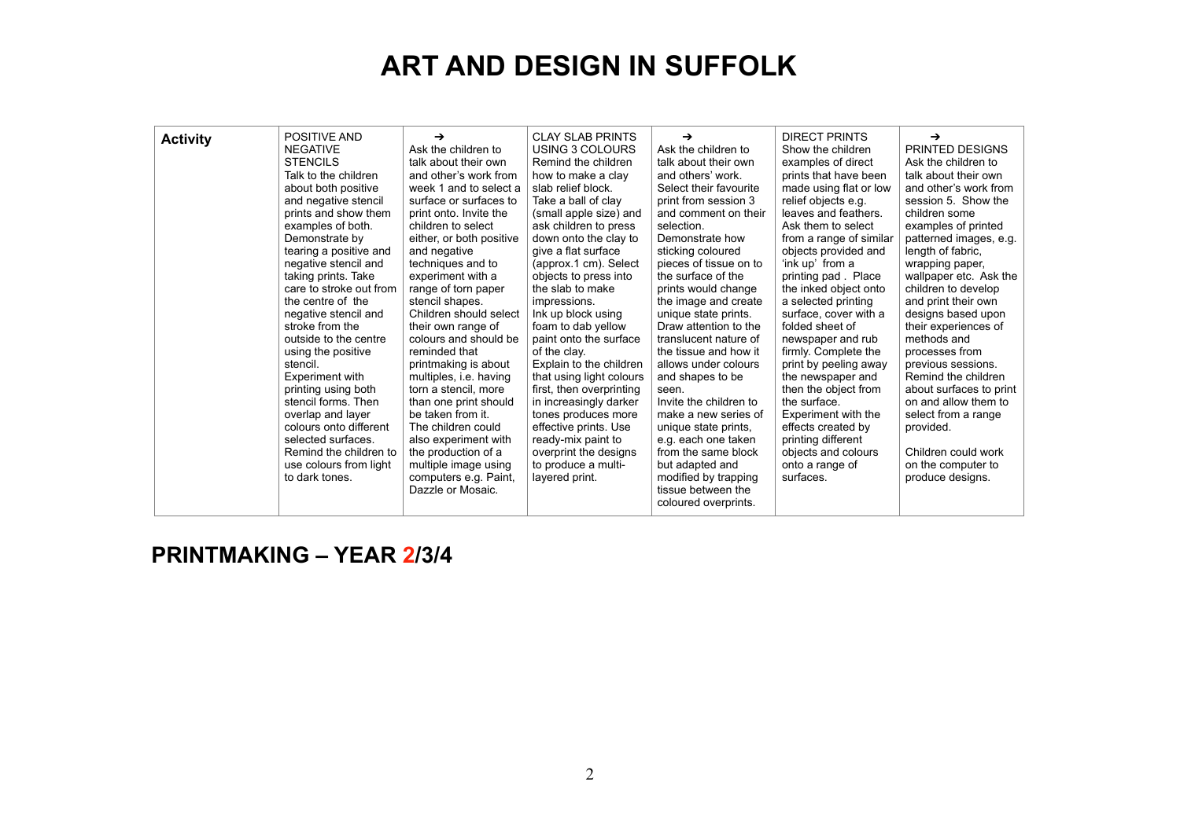# ART AND DESIGN IN SUFFOLK

| **Activity** | POSITIVE AND NEGATIVE STENCILS Talk to the children about both positive and negative stencil prints and show them examples of both. Demonstrate by tearing a positive and negative stencil and taking prints. Take care to stroke out from the centre of the negative stencil and stroke from the outside to the centre using the positive stencil. Experiment with printing using both stencil forms. Then overlap and layer colours onto different selected surfaces. Remind the children to use colours from light to dark tones. | ➔ Ask the children to talk about their own and other's work from week 1 and to select a surface or surfaces to print onto. Invite the children to select either, or both positive and negative techniques and to experiment with a range of torn paper stencil shapes. Children should select their own range of colours and should be reminded that printmaking is about multiples, i.e. having torn a stencil, more than one print should be taken from it. The children could also experiment with the production of a multiple image using computers e.g. Paint, Dazzle or Mosaic. | CLAY SLAB PRINTS USING 3 COLOURS Remind the children how to make a clay slab relief block. Take a ball of clay (small apple size) and ask children to press down onto the clay to give a flat surface (approx.1 cm). Select objects to press into the slab to make impressions. Ink up block using foam to dab yellow paint onto the surface of the clay. Explain to the children that using light colours first, then overprinting in increasingly darker tones produces more effective prints. Use ready-mix paint to overprint the designs to produce a multi-layered print. | ➔ Ask the children to talk about their own and others' work. Select their favourite print from session 3 and comment on their selection. Demonstrate how sticking coloured pieces of tissue on to the surface of the prints would change the image and create unique state prints. Draw attention to the translucent nature of the tissue and how it allows under colours and shapes to be seen. Invite the children to make a new series of unique state prints, e.g. each one taken from the same block but adapted and modified by trapping tissue between the coloured overprints. | DIRECT PRINTS Show the children examples of direct prints that have been made using flat or low relief objects e.g. leaves and feathers. Ask them to select from a range of similar objects provided and 'ink up' from a printing pad . Place the inked object onto a selected printing surface, cover with a folded sheet of newspaper and rub firmly. Complete the print by peeling away the newspaper and then the object from the surface. Experiment with the effects created by printing different objects and colours onto a range of surfaces. | ➔ PRINTED DESIGNS Ask the children to talk about their own and other's work from session 5. Show the children some examples of printed patterned images, e.g. length of fabric, wrapping paper, wallpaper etc. Ask the children to develop and print their own designs based upon their experiences of methods and processes from previous sessions. Remind the children about surfaces to print on and allow them to select from a range provided. Children could work on the computer to produce designs. |
|---|---|---|---|---|---|---|

## PRINTMAKING – YEAR 2/3/4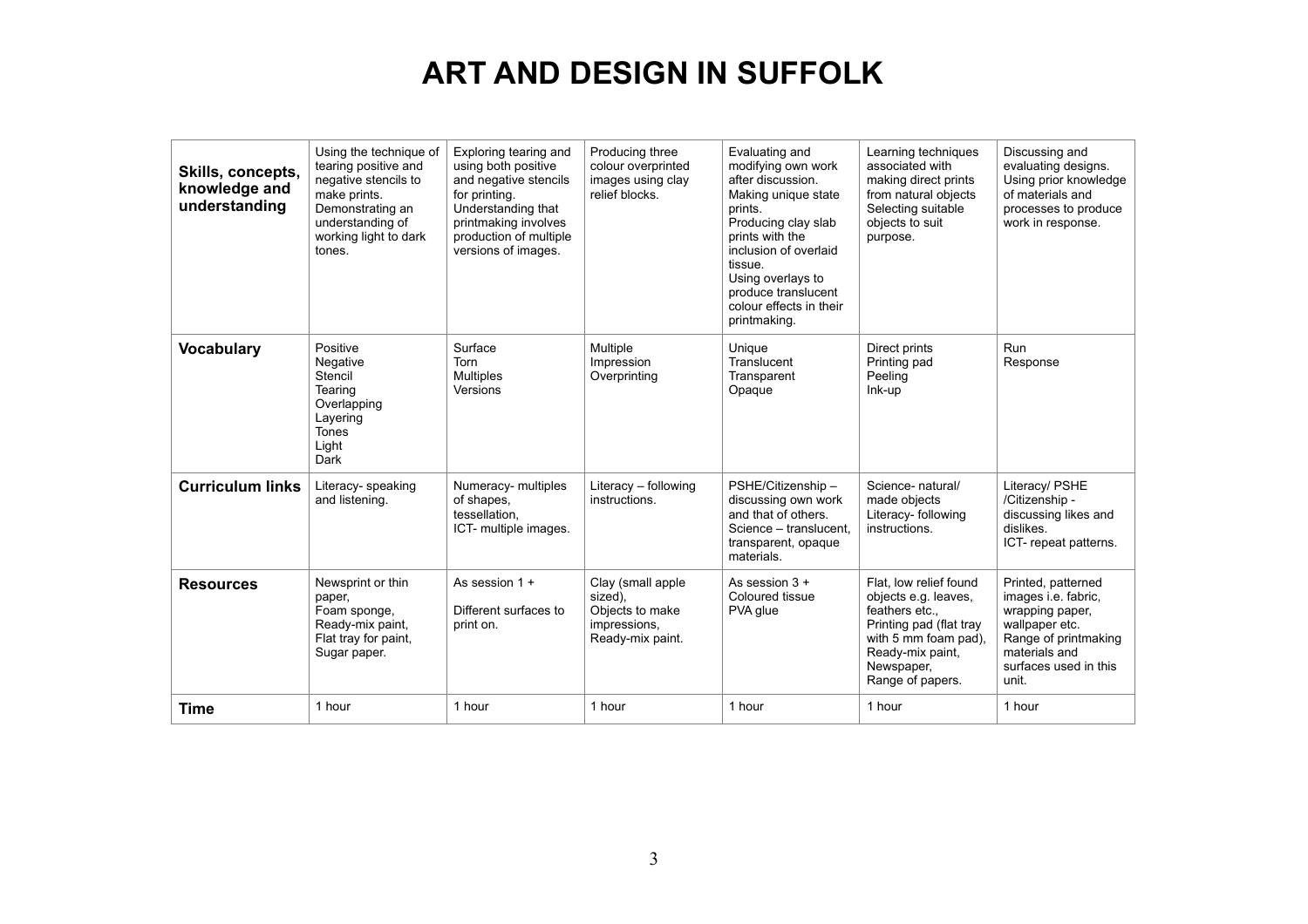# ART AND DESIGN IN SUFFOLK

| **Skills, concepts, knowledge and understanding** | Using the technique of tearing positive and negative stencils to make prints. Demonstrating an understanding of working light to dark tones. | Exploring tearing and using both positive and negative stencils for printing. Understanding that printmaking involves production of multiple versions of images. | Producing three colour overprinted images using clay relief blocks. | Evaluating and modifying own work after discussion. Making unique state prints. Producing clay slab prints with the inclusion of overlaid tissue. Using overlays to produce translucent colour effects in their printmaking. | Learning techniques associated with making direct prints from natural objects Selecting suitable objects to suit purpose. | Discussing and evaluating designs. Using prior knowledge of materials and processes to produce work in response. |
|---|---|---|---|---|---|---|
| **Vocabulary** | Positive<br>Negative<br>Stencil<br>Tearing<br>Overlapping<br>Layering<br>Tones<br>Light<br>Dark | Surface<br>Torn<br>Multiples<br>Versions | Multiple<br>Impression<br>Overprinting | Unique<br>Translucent<br>Transparent<br>Opaque | Direct prints<br>Printing pad<br>Peeling<br>Ink-up | Run<br>Response |
| **Curriculum links** | Literacy- speaking and listening. | Numeracy- multiples of shapes, tessellation,<br>ICT- multiple images. | Literacy – following instructions. | PSHE/Citizenship – discussing own work and that of others.<br>Science – translucent, transparent, opaque materials. | Science- natural/ made objects<br>Literacy- following instructions. | Literacy/ PSHE /Citizenship - discussing likes and dislikes.<br>ICT- repeat patterns. |
| **Resources** | Newsprint or thin paper,<br>Foam sponge,<br>Ready-mix paint,<br>Flat tray for paint,<br>Sugar paper. | As session 1 +<br><br>Different surfaces to print on. | Clay (small apple sized),<br>Objects to make impressions,<br>Ready-mix paint. | As session 3 +<br>Coloured tissue<br>PVA glue | Flat, low relief found objects e.g. leaves, feathers etc.,<br>Printing pad (flat tray with 5 mm foam pad),<br>Ready-mix paint,<br>Newspaper,<br>Range of papers. | Printed, patterned images i.e. fabric, wrapping paper, wallpaper etc.<br>Range of printmaking materials and surfaces used in this unit. |
| **Time** | 1 hour | 1 hour | 1 hour | 1 hour | 1 hour | 1 hour |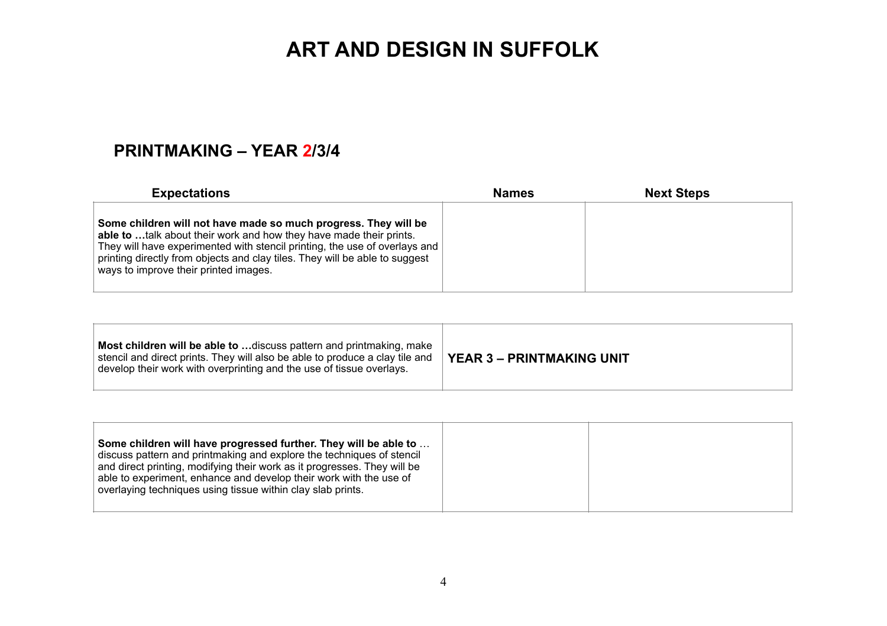# ART AND DESIGN IN SUFFOLK

## PRINTMAKING – YEAR 2/3/4

| Expectations | Names | Next Steps |
| --- | --- | --- |
| **Some children will not have made so much progress. They will be able to …**talk about their work and how they have made their prints. They will have experimented with stencil printing, the use of overlays and printing directly from objects and clay tiles. They will be able to suggest ways to improve their printed images. | | |
| **Most children will be able to …**discuss pattern and printmaking, make stencil and direct prints. They will also be able to produce a clay tile and develop their work with overprinting and the use of tissue overlays. | **YEAR 3 – PRINTMAKING UNIT** | |
| **Some children will have progressed further. They will be able to** … discuss pattern and printmaking and explore the techniques of stencil and direct printing, modifying their work as it progresses. They will be able to experiment, enhance and develop their work with the use of overlaying techniques using tissue within clay slab prints. | | |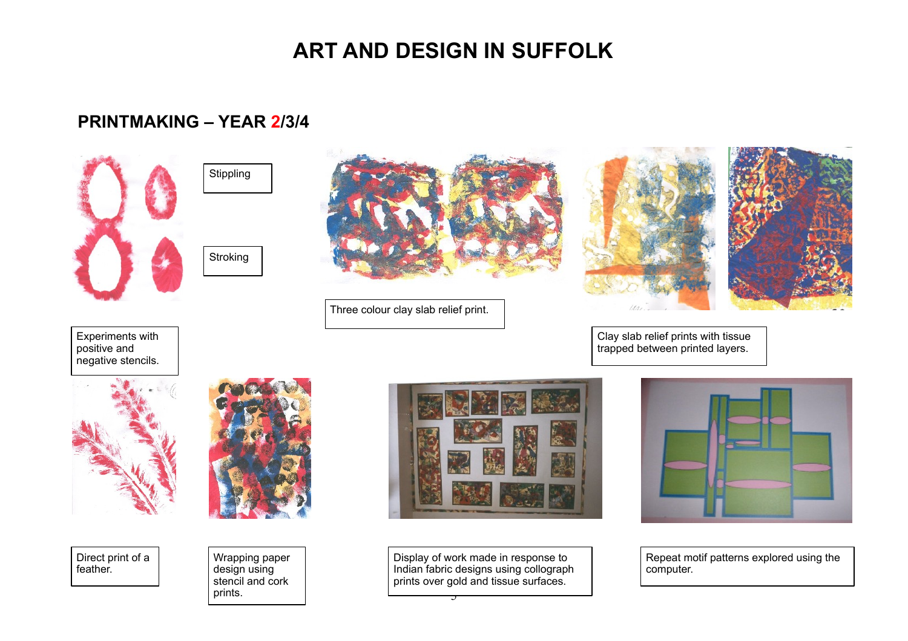# ART AND DESIGN IN SUFFOLK

## PRINTMAKING – YEAR 2/3/4

Stippling

Stroking

Experiments with positive and negative stencils.

Three colour clay slab relief print.

Clay slab relief prints with tissue trapped between printed layers.

Direct print of a feather.

Wrapping paper design using stencil and cork prints.

Display of work made in response to Indian fabric designs using collograph prints over gold and tissue surfaces.

Repeat motif patterns explored using the computer.